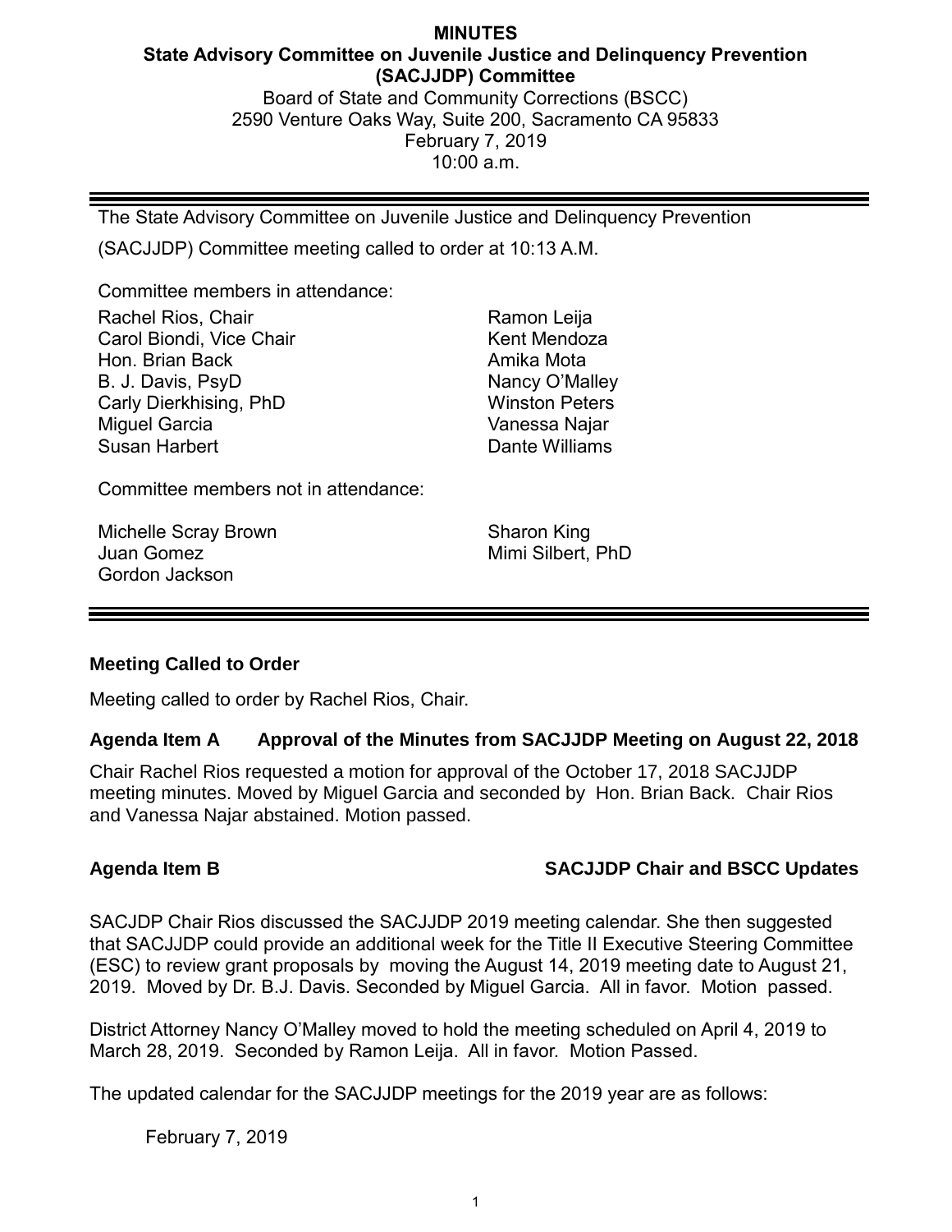**MINUTES**
**State Advisory Committee on Juvenile Justice and Delinquency Prevention (SACJJDP) Committee**

Board of State and Community Corrections (BSCC)
2590 Venture Oaks Way, Suite 200, Sacramento CA 95833
February 7, 2019
10:00 a.m.

---

The State Advisory Committee on Juvenile Justice and Delinquency Prevention (SACJJDP) Committee meeting called to order at 10:13 A.M.

Committee members in attendance:

Rachel Rios, Chair
Carol Biondi, Vice Chair
Hon. Brian Back
B. J. Davis, PsyD
Carly Dierkhising, PhD
Miguel Garcia
Susan Harbert
Ramon Leija
Kent Mendoza
Amika Mota
Nancy O'Malley
Winston Peters
Vanessa Najar
Dante Williams

Committee members not in attendance:

Michelle Scray Brown
Juan Gomez
Gordon Jackson
Sharon King
Mimi Silbert, PhD

---

**Meeting Called to Order**

Meeting called to order by Rachel Rios, Chair.

**Agenda Item A Approval of the Minutes from SACJJDP Meeting on August 22, 2018**

Chair Rachel Rios requested a motion for approval of the October 17, 2018 SACJJDP meeting minutes. Moved by Miguel Garcia and seconded by Hon. Brian Back. Chair Rios and Vanessa Najar abstained. Motion passed.

**Agenda Item B SACJJDP Chair and BSCC Updates**

SACJDP Chair Rios discussed the SACJJDP 2019 meeting calendar. She then suggested that SACJJDP could provide an additional week for the Title II Executive Steering Committee (ESC) to review grant proposals by moving the August 14, 2019 meeting date to August 21, 2019. Moved by Dr. B.J. Davis. Seconded by Miguel Garcia. All in favor. Motion passed.

District Attorney Nancy O'Malley moved to hold the meeting scheduled on April 4, 2019 to March 28, 2019. Seconded by Ramon Leija. All in favor. Motion Passed.

The updated calendar for the SACJJDP meetings for the 2019 year are as follows:

February 7, 2019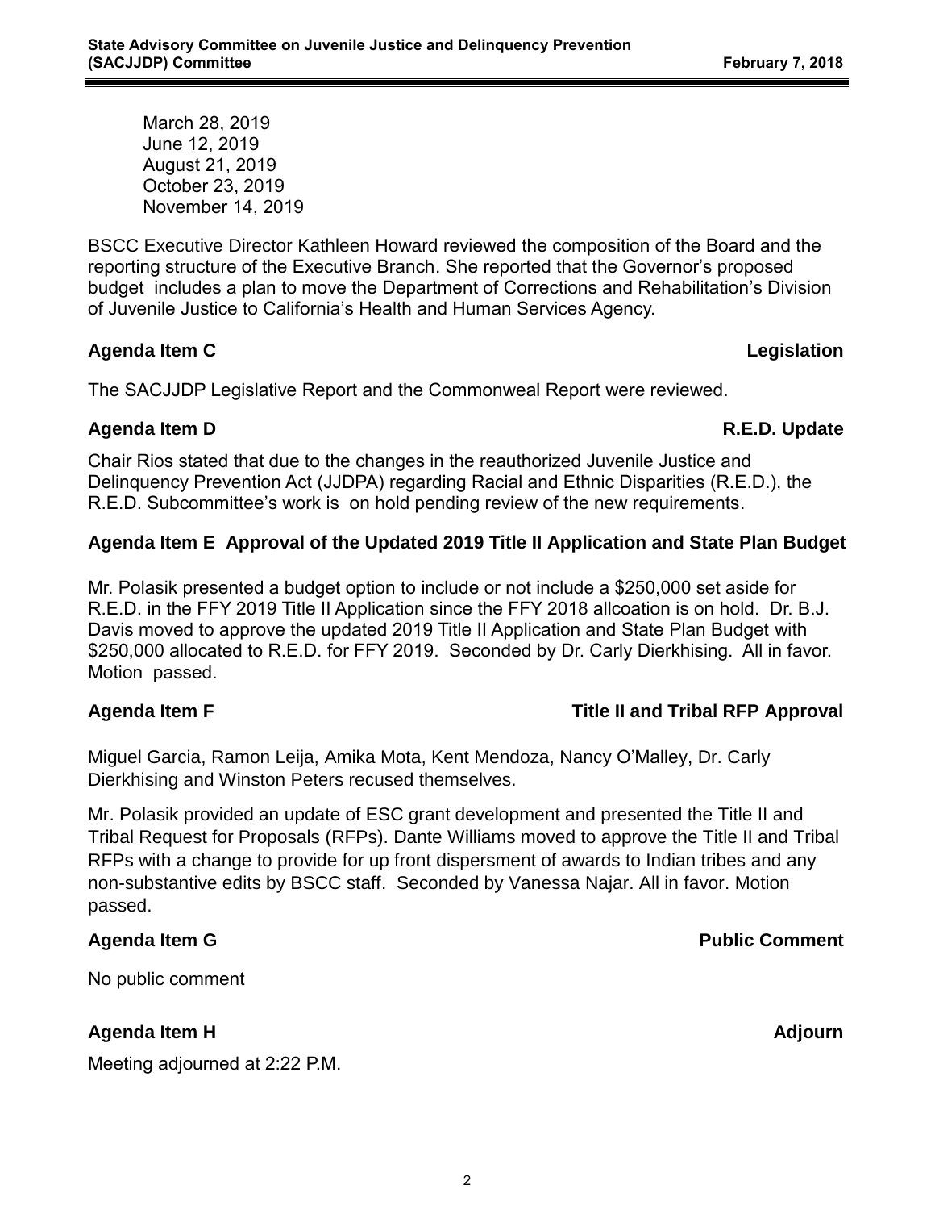March 28, 2019
June 12, 2019
August 21, 2019
October 23, 2019
November 14, 2019

BSCC Executive Director Kathleen Howard reviewed the composition of the Board and the reporting structure of the Executive Branch. She reported that the Governor's proposed budget includes a plan to move the Department of Corrections and Rehabilitation's Division of Juvenile Justice to California's Health and Human Services Agency.

**Agenda Item C — Legislation**

The SACJJDP Legislative Report and the Commonweal Report were reviewed.

**Agenda Item D — R.E.D. Update**

Chair Rios stated that due to the changes in the reauthorized Juvenile Justice and Delinquency Prevention Act (JJDPA) regarding Racial and Ethnic Disparities (R.E.D.), the R.E.D. Subcommittee's work is on hold pending review of the new requirements.

**Agenda Item E Approval of the Updated 2019 Title II Application and State Plan Budget**

Mr. Polasik presented a budget option to include or not include a $250,000 set aside for R.E.D. in the FFY 2019 Title II Application since the FFY 2018 allcoation is on hold. Dr. B.J. Davis moved to approve the updated 2019 Title II Application and State Plan Budget with $250,000 allocated to R.E.D. for FFY 2019. Seconded by Dr. Carly Dierkhising. All in favor. Motion passed.

**Agenda Item F — Title II and Tribal RFP Approval**

Miguel Garcia, Ramon Leija, Amika Mota, Kent Mendoza, Nancy O'Malley, Dr. Carly Dierkhising and Winston Peters recused themselves.

Mr. Polasik provided an update of ESC grant development and presented the Title II and Tribal Request for Proposals (RFPs). Dante Williams moved to approve the Title II and Tribal RFPs with a change to provide for up front dispersment of awards to Indian tribes and any non-substantive edits by BSCC staff. Seconded by Vanessa Najar. All in favor. Motion passed.

**Agenda Item G — Public Comment**

No public comment

**Agenda Item H — Adjourn**

Meeting adjourned at 2:22 P.M.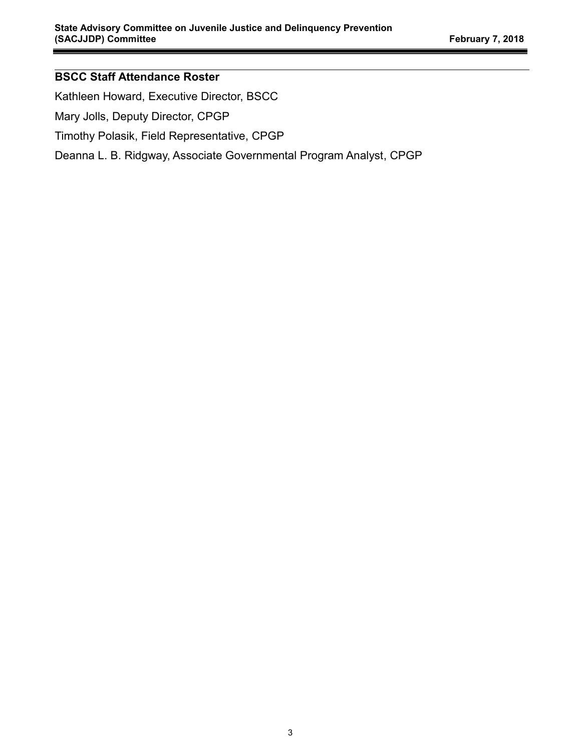## BSCC Staff Attendance Roster

Kathleen Howard, Executive Director, BSCC

Mary Jolls, Deputy Director, CPGP

Timothy Polasik, Field Representative, CPGP

Deanna L. B. Ridgway, Associate Governmental Program Analyst, CPGP